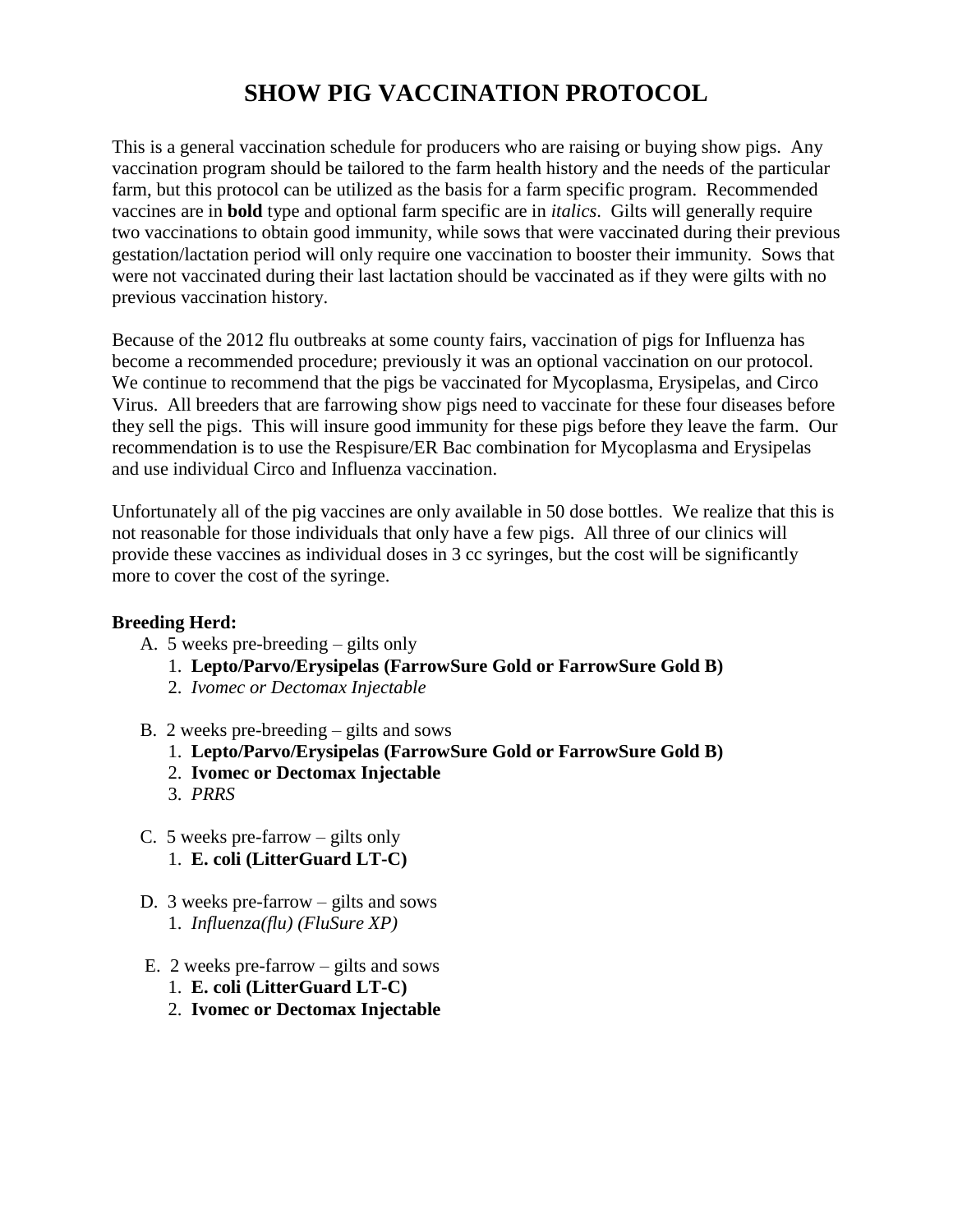# SHOW PIG VACCINATION PROTOCOL

This is a general vaccination schedule for producers who are raising or buying show pigs. Any vaccination program should be tailored to the farm health history and the needs of the particular farm, but this protocol can be utilized as the basis for a farm specific program. Recommended vaccines are in **bold** type and optional farm specific are in *italics*. Gilts will generally require two vaccinations to obtain good immunity, while sows that were vaccinated during their previous gestation/lactation period will only require one vaccination to booster their immunity. Sows that were not vaccinated during their last lactation should be vaccinated as if they were gilts with no previous vaccination history.

Because of the 2012 flu outbreaks at some county fairs, vaccination of pigs for Influenza has become a recommended procedure; previously it was an optional vaccination on our protocol. We continue to recommend that the pigs be vaccinated for Mycoplasma, Erysipelas, and Circo Virus. All breeders that are farrowing show pigs need to vaccinate for these four diseases before they sell the pigs. This will insure good immunity for these pigs before they leave the farm. Our recommendation is to use the Respisure/ER Bac combination for Mycoplasma and Erysipelas and use individual Circo and Influenza vaccination.

Unfortunately all of the pig vaccines are only available in 50 dose bottles. We realize that this is not reasonable for those individuals that only have a few pigs. All three of our clinics will provide these vaccines as individual doses in 3 cc syringes, but the cost will be significantly more to cover the cost of the syringe.

**Breeding Herd:**

A. 5 weeks pre-breeding – gilts only
   1. **Lepto/Parvo/Erysipelas (FarrowSure Gold or FarrowSure Gold B)**
   2. *Ivomec or Dectomax Injectable*

B. 2 weeks pre-breeding – gilts and sows
   1. **Lepto/Parvo/Erysipelas (FarrowSure Gold or FarrowSure Gold B)**
   2. **Ivomec or Dectomax Injectable**
   3. *PRRS*

C. 5 weeks pre-farrow – gilts only
   1. **E. coli (LitterGuard LT-C)**

D. 3 weeks pre-farrow – gilts and sows
   1. *Influenza(flu) (FluSure XP)*

E. 2 weeks pre-farrow – gilts and sows
   1. **E. coli (LitterGuard LT-C)**
   2. **Ivomec or Dectomax Injectable**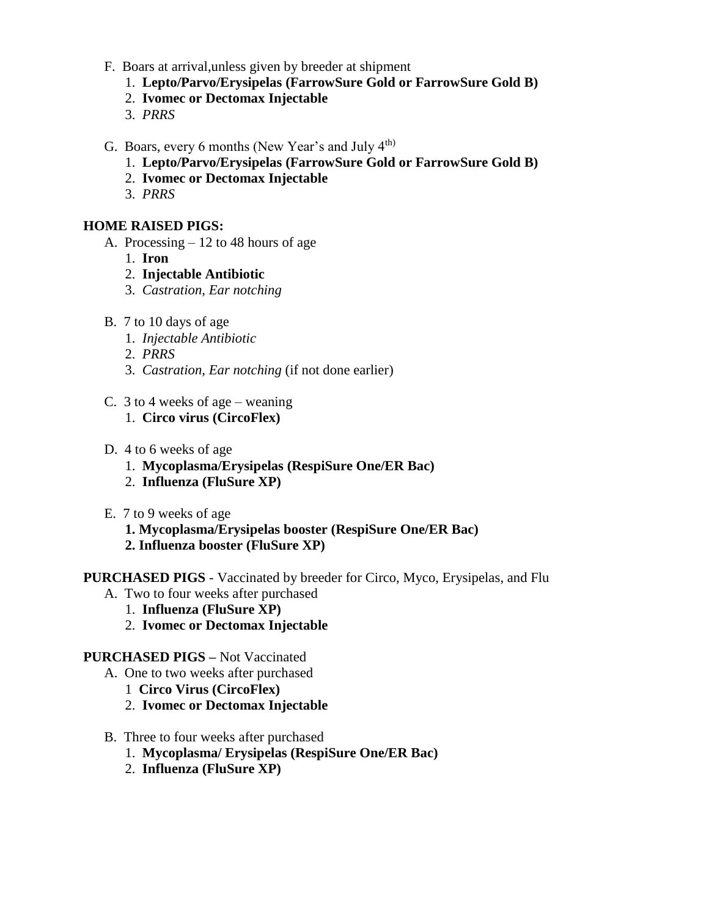F. Boars at arrival,unless given by breeder at shipment
   1. **Lepto/Parvo/Erysipelas (FarrowSure Gold or FarrowSure Gold B)**
   2. **Ivomec or Dectomax Injectable**
   3. *PRRS*

G. Boars, every 6 months (New Year's and July 4th)
   1. **Lepto/Parvo/Erysipelas (FarrowSure Gold or FarrowSure Gold B)**
   2. **Ivomec or Dectomax Injectable**
   3. *PRRS*

**HOME RAISED PIGS:**

A. Processing – 12 to 48 hours of age
   1. **Iron**
   2. **Injectable Antibiotic**
   3. *Castration, Ear notching*

B. 7 to 10 days of age
   1. *Injectable Antibiotic*
   2. *PRRS*
   3. *Castration, Ear notching* (if not done earlier)

C. 3 to 4 weeks of age – weaning
   1. **Circo virus (CircoFlex)**

D. 4 to 6 weeks of age
   1. **Mycoplasma/Erysipelas (RespiSure One/ER Bac)**
   2. **Influenza (FluSure XP)**

E. 7 to 9 weeks of age
   1. **Mycoplasma/Erysipelas booster (RespiSure One/ER Bac)**
   2. **Influenza booster (FluSure XP)**

**PURCHASED PIGS** - Vaccinated by breeder for Circo, Myco, Erysipelas, and Flu

A. Two to four weeks after purchased
   1. **Influenza (FluSure XP)**
   2. **Ivomec or Dectomax Injectable**

**PURCHASED PIGS –** Not Vaccinated

A. One to two weeks after purchased
   1 **Circo Virus (CircoFlex)**
   2. **Ivomec or Dectomax Injectable**

B. Three to four weeks after purchased
   1. **Mycoplasma/ Erysipelas (RespiSure One/ER Bac)**
   2. **Influenza (FluSure XP)**